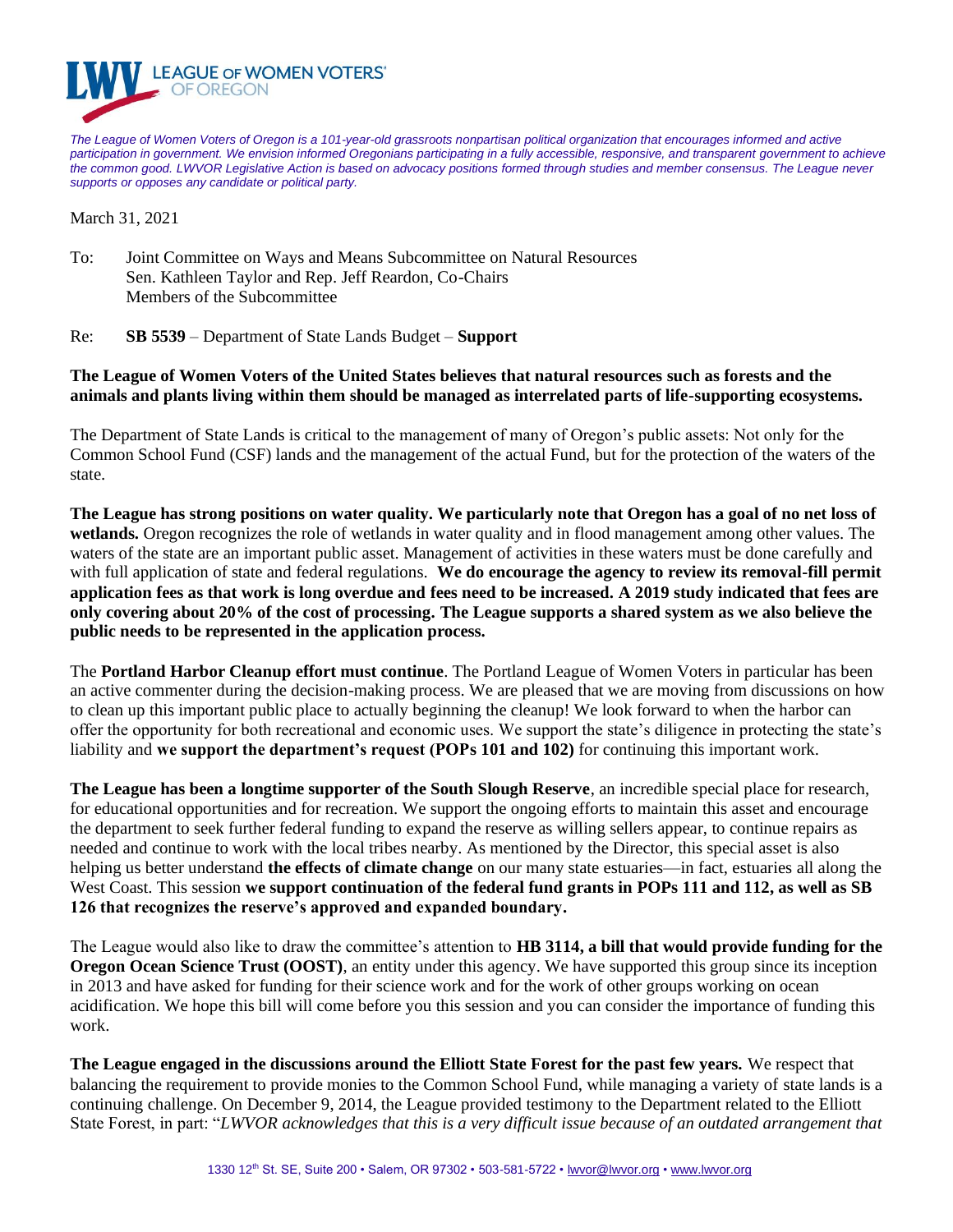LEAGUE OF WOMEN VOTERS® OF OREGON

*The League of Women Voters of Oregon is a 101-year-old grassroots nonpartisan political organization that encourages informed and active participation in government. We envision informed Oregonians participating in a fully accessible, responsive, and transparent government to achieve the common good. LWVOR Legislative Action is based on advocacy positions formed through studies and member consensus. The League never supports or opposes any candidate or political party.*

March 31, 2021

To: Joint Committee on Ways and Means Subcommittee on Natural Resources
Sen. Kathleen Taylor and Rep. Jeff Reardon, Co-Chairs
Members of the Subcommittee

Re: **SB 5539** – Department of State Lands Budget – **Support**

**The League of Women Voters of the United States believes that natural resources such as forests and the animals and plants living within them should be managed as interrelated parts of life-supporting ecosystems.**

The Department of State Lands is critical to the management of many of Oregon's public assets: Not only for the Common School Fund (CSF) lands and the management of the actual Fund, but for the protection of the waters of the state.

**The League has strong positions on water quality. We particularly note that Oregon has a goal of no net loss of wetlands.** Oregon recognizes the role of wetlands in water quality and in flood management among other values. The waters of the state are an important public asset. Management of activities in these waters must be done carefully and with full application of state and federal regulations. **We do encourage the agency to review its removal-fill permit application fees as that work is long overdue and fees need to be increased. A 2019 study indicated that fees are only covering about 20% of the cost of processing. The League supports a shared system as we also believe the public needs to be represented in the application process.**

The **Portland Harbor Cleanup effort must continue**. The Portland League of Women Voters in particular has been an active commenter during the decision-making process. We are pleased that we are moving from discussions on how to clean up this important public place to actually beginning the cleanup! We look forward to when the harbor can offer the opportunity for both recreational and economic uses. We support the state's diligence in protecting the state's liability and **we support the department's request (POPs 101 and 102)** for continuing this important work.

**The League has been a longtime supporter of the South Slough Reserve**, an incredible special place for research, for educational opportunities and for recreation. We support the ongoing efforts to maintain this asset and encourage the department to seek further federal funding to expand the reserve as willing sellers appear, to continue repairs as needed and continue to work with the local tribes nearby. As mentioned by the Director, this special asset is also helping us better understand **the effects of climate change** on our many state estuaries—in fact, estuaries all along the West Coast. This session **we support continuation of the federal fund grants in POPs 111 and 112, as well as SB 126 that recognizes the reserve's approved and expanded boundary.**

The League would also like to draw the committee's attention to **HB 3114, a bill that would provide funding for the Oregon Ocean Science Trust (OOST)**, an entity under this agency. We have supported this group since its inception in 2013 and have asked for funding for their science work and for the work of other groups working on ocean acidification. We hope this bill will come before you this session and you can consider the importance of funding this work.

**The League engaged in the discussions around the Elliott State Forest for the past few years.** We respect that balancing the requirement to provide monies to the Common School Fund, while managing a variety of state lands is a continuing challenge. On December 9, 2014, the League provided testimony to the Department related to the Elliott State Forest, in part: "*LWVOR acknowledges that this is a very difficult issue because of an outdated arrangement that*

1330 12th St. SE, Suite 200 • Salem, OR 97302 • 503-581-5722 • lwvor@lwvor.org • www.lwvor.org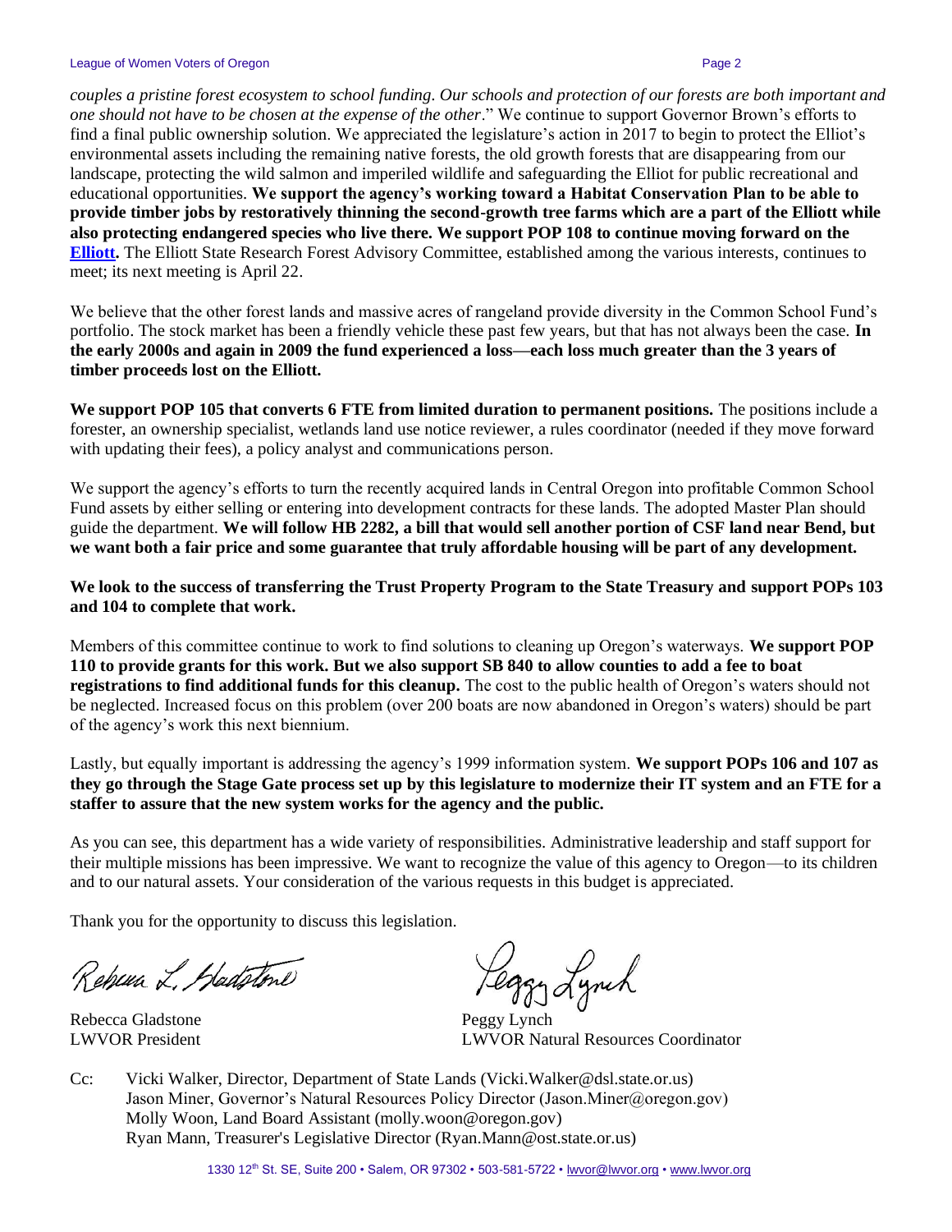*couples a pristine forest ecosystem to school funding. Our schools and protection of our forests are both important and one should not have to be chosen at the expense of the other*." We continue to support Governor Brown's efforts to find a final public ownership solution. We appreciated the legislature's action in 2017 to begin to protect the Elliot's environmental assets including the remaining native forests, the old growth forests that are disappearing from our landscape, protecting the wild salmon and imperiled wildlife and safeguarding the Elliot for public recreational and educational opportunities. **We support the agency's working toward a Habitat Conservation Plan to be able to provide timber jobs by restoratively thinning the second-growth tree farms which are a part of the Elliott while also protecting endangered species who live there. We support POP 108 to continue moving forward on the Elliott.** The Elliott State Research Forest Advisory Committee, established among the various interests, continues to meet; its next meeting is April 22.

We believe that the other forest lands and massive acres of rangeland provide diversity in the Common School Fund's portfolio. The stock market has been a friendly vehicle these past few years, but that has not always been the case. **In the early 2000s and again in 2009 the fund experienced a loss—each loss much greater than the 3 years of timber proceeds lost on the Elliott.**

**We support POP 105 that converts 6 FTE from limited duration to permanent positions.** The positions include a forester, an ownership specialist, wetlands land use notice reviewer, a rules coordinator (needed if they move forward with updating their fees), a policy analyst and communications person.

We support the agency's efforts to turn the recently acquired lands in Central Oregon into profitable Common School Fund assets by either selling or entering into development contracts for these lands. The adopted Master Plan should guide the department. **We will follow HB 2282, a bill that would sell another portion of CSF land near Bend, but we want both a fair price and some guarantee that truly affordable housing will be part of any development.**

**We look to the success of transferring the Trust Property Program to the State Treasury and support POPs 103 and 104 to complete that work.**

Members of this committee continue to work to find solutions to cleaning up Oregon's waterways. **We support POP 110 to provide grants for this work. But we also support SB 840 to allow counties to add a fee to boat registrations to find additional funds for this cleanup.** The cost to the public health of Oregon's waters should not be neglected. Increased focus on this problem (over 200 boats are now abandoned in Oregon's waters) should be part of the agency's work this next biennium.

Lastly, but equally important is addressing the agency's 1999 information system. **We support POPs 106 and 107 as they go through the Stage Gate process set up by this legislature to modernize their IT system and an FTE for a staffer to assure that the new system works for the agency and the public.**

As you can see, this department has a wide variety of responsibilities. Administrative leadership and staff support for their multiple missions has been impressive. We want to recognize the value of this agency to Oregon—to its children and to our natural assets. Your consideration of the various requests in this budget is appreciated.

Thank you for the opportunity to discuss this legislation.

Rebecca Gladstone
LWVOR President

Peggy Lynch
LWVOR Natural Resources Coordinator

Cc: Vicki Walker, Director, Department of State Lands (Vicki.Walker@dsl.state.or.us)
Jason Miner, Governor's Natural Resources Policy Director (Jason.Miner@oregon.gov)
Molly Woon, Land Board Assistant (molly.woon@oregon.gov)
Ryan Mann, Treasurer's Legislative Director (Ryan.Mann@ost.state.or.us)